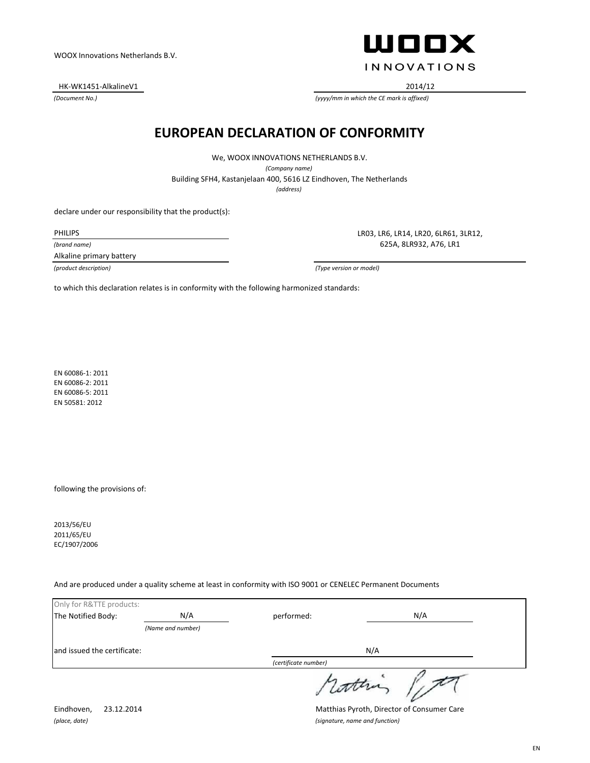WOOX Innovations Netherlands B.V.

WOOX INNOVATIONS

HK-WK1451-AlkalineV1
*(Document No.)*

2014/12
*(yyyy/mm in which the CE mark is affixed)*

# EUROPEAN DECLARATION OF CONFORMITY

We, WOOX INNOVATIONS NETHERLANDS B.V.
*(Company name)*
Building SFH4, Kastanjelaan 400, 5616 LZ Eindhoven, The Netherlands
*(address)*

declare under our responsibility that the product(s):

PHILIPS
*(brand name)*
Alkaline primary battery
*(product description)*

LR03, LR6, LR14, LR20, 6LR61, 3LR12, 625A, 8LR932, A76, LR1
*(Type version or model)*

to which this declaration relates is in conformity with the following harmonized standards:

EN 60086-1: 2011
EN 60086-2: 2011
EN 60086-5: 2011
EN 50581: 2012

following the provisions of:

2013/56/EU
2011/65/EU
EC/1907/2006

And are produced under a quality scheme at least in conformity with ISO 9001 or CENELEC Permanent Documents

Only for R&TTE products:

| | | | |
|---|---|---|---|
| The Notified Body: | N/A *(Name and number)* | performed: | N/A |
| and issued the certificate: | | N/A *(certificate number)* | |

Eindhoven, 23.12.2014
*(place, date)*

Matthias Pyroth, Director of Consumer Care
*(signature, name and function)*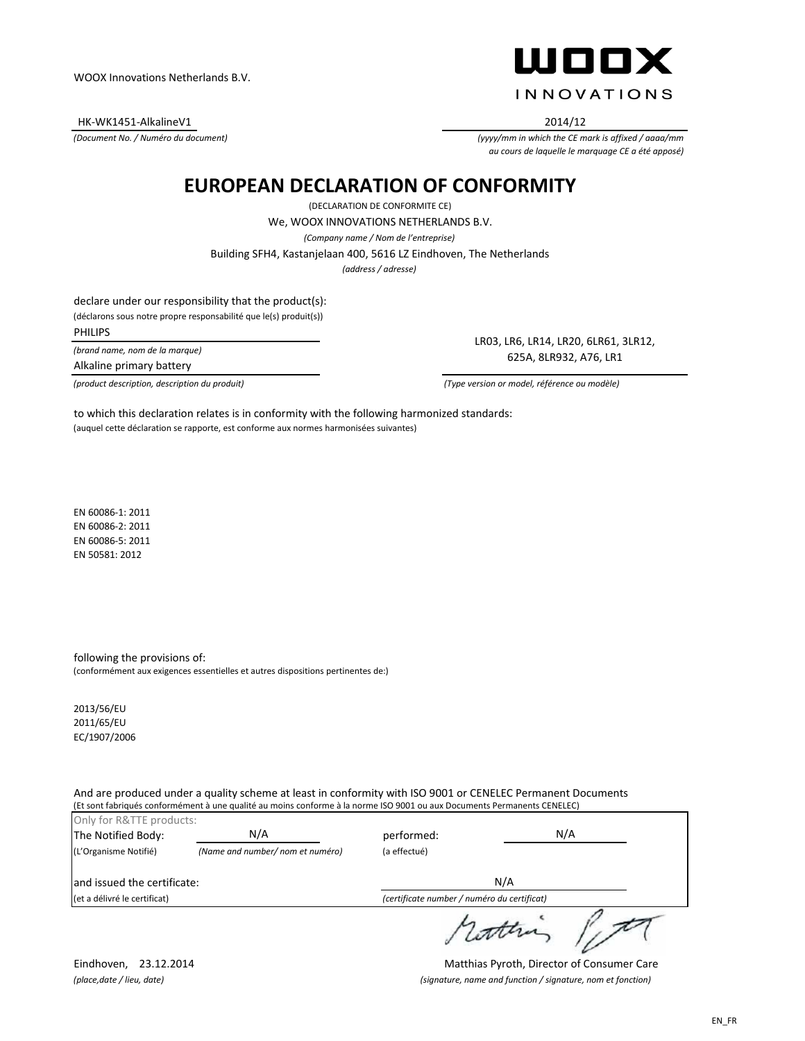WOOX Innovations Netherlands B.V.

WOOX INNOVATIONS

HK-WK1451-AlkalineV1
*(Document No. / Numéro du document)*

2014/12
*(yyyy/mm in which the CE mark is affixed / aaaa/mm au cours de laquelle le marquage CE a été apposé)*

# EUROPEAN DECLARATION OF CONFORMITY

(DECLARATION DE CONFORMITE CE)

We, WOOX INNOVATIONS NETHERLANDS B.V.

*(Company name / Nom de l'entreprise)*

Building SFH4, Kastanjelaan 400, 5616 LZ Eindhoven, The Netherlands

*(address / adresse)*

declare under our responsibility that the product(s):
(déclarons sous notre propre responsabilité que le(s) produit(s))

PHILIPS
*(brand name, nom de la marque)*

Alkaline primary battery
*(product description, description du produit)*

LR03, LR6, LR14, LR20, 6LR61, 3LR12, 625A, 8LR932, A76, LR1
*(Type version or model, référence ou modèle)*

to which this declaration relates is in conformity with the following harmonized standards:
(auquel cette déclaration se rapporte, est conforme aux normes harmonisées suivantes)

EN 60086-1: 2011
EN 60086-2: 2011
EN 60086-5: 2011
EN 50581: 2012

following the provisions of:
(conformément aux exigences essentielles et autres dispositions pertinentes de:)

2013/56/EU
2011/65/EU
EC/1907/2006

And are produced under a quality scheme at least in conformity with ISO 9001 or CENELEC Permanent Documents
(Et sont fabriqués conformément à une qualité au moins conforme à la norme ISO 9001 ou aux Documents Permanents CENELEC)

Only for R&TTE products:

The Notified Body: N/A performed: N/A
(L'Organisme Notifié) *(Name and number/ nom et numéro)* (a effectué)

and issued the certificate: N/A
(et a délivré le certificat) *(certificate number / numéro du certificat)*

Eindhoven, 23.12.2014
*(place,date / lieu, date)*

Matthias Pyroth, Director of Consumer Care
*(signature, name and function / signature, nom et fonction)*

EN_FR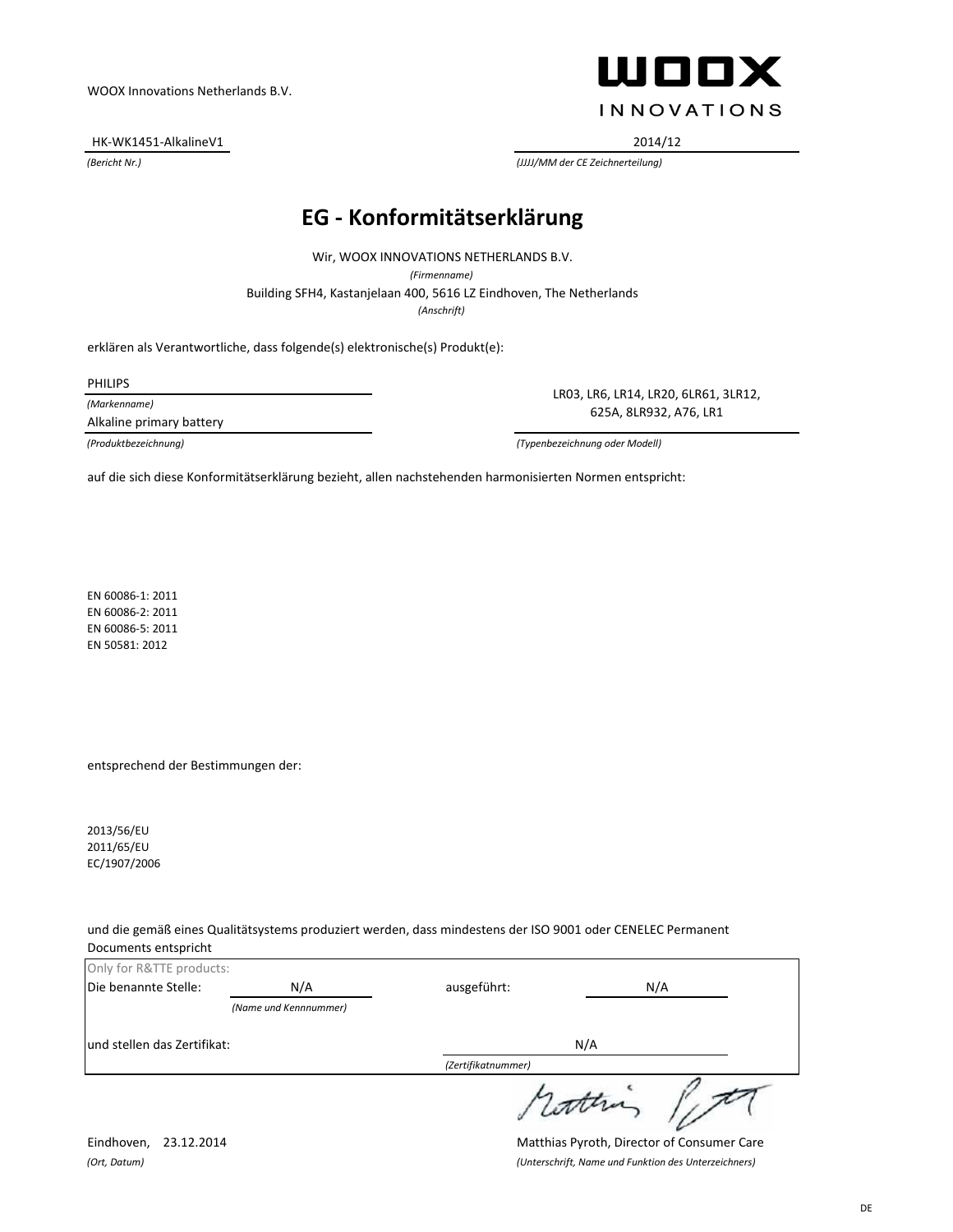WOOX Innovations Netherlands B.V.

**WOOX INNOVATIONS**

HK-WK1451-AlkalineV1

*(Bericht Nr.)*

2014/12

*(JJJJ/MM der CE Zeichnerteilung)*

# EG - Konformitätserklärung

Wir, WOOX INNOVATIONS NETHERLANDS B.V.

*(Firmenname)*

Building SFH4, Kastanjelaan 400, 5616 LZ Eindhoven, The Netherlands

*(Anschrift)*

erklären als Verantwortliche, dass folgende(s) elektronische(s) Produkt(e):

PHILIPS

*(Markenname)*

Alkaline primary battery

*(Produktbezeichnung)*

LR03, LR6, LR14, LR20, 6LR61, 3LR12, 625A, 8LR932, A76, LR1

*(Typenbezeichnung oder Modell)*

auf die sich diese Konformitätserklärung bezieht, allen nachstehenden harmonisierten Normen entspricht:

EN 60086-1: 2011
EN 60086-2: 2011
EN 60086-5: 2011
EN 50581: 2012

entsprechend der Bestimmungen der:

2013/56/EU
2011/65/EU
EC/1907/2006

und die gemäß eines Qualitätsystems produziert werden, dass mindestens der ISO 9001 oder CENELEC Permanent Documents entspricht

Only for R&TTE products:

Die benannte Stelle: N/A *(Name und Kennnummer)* ausgeführt: N/A

und stellen das Zertifikat: N/A *(Zertifikatnummer)*

Eindhoven, 23.12.2014

*(Ort, Datum)*

Matthias Pyroth, Director of Consumer Care

*(Unterschrift, Name und Funktion des Unterzeichners)*

DE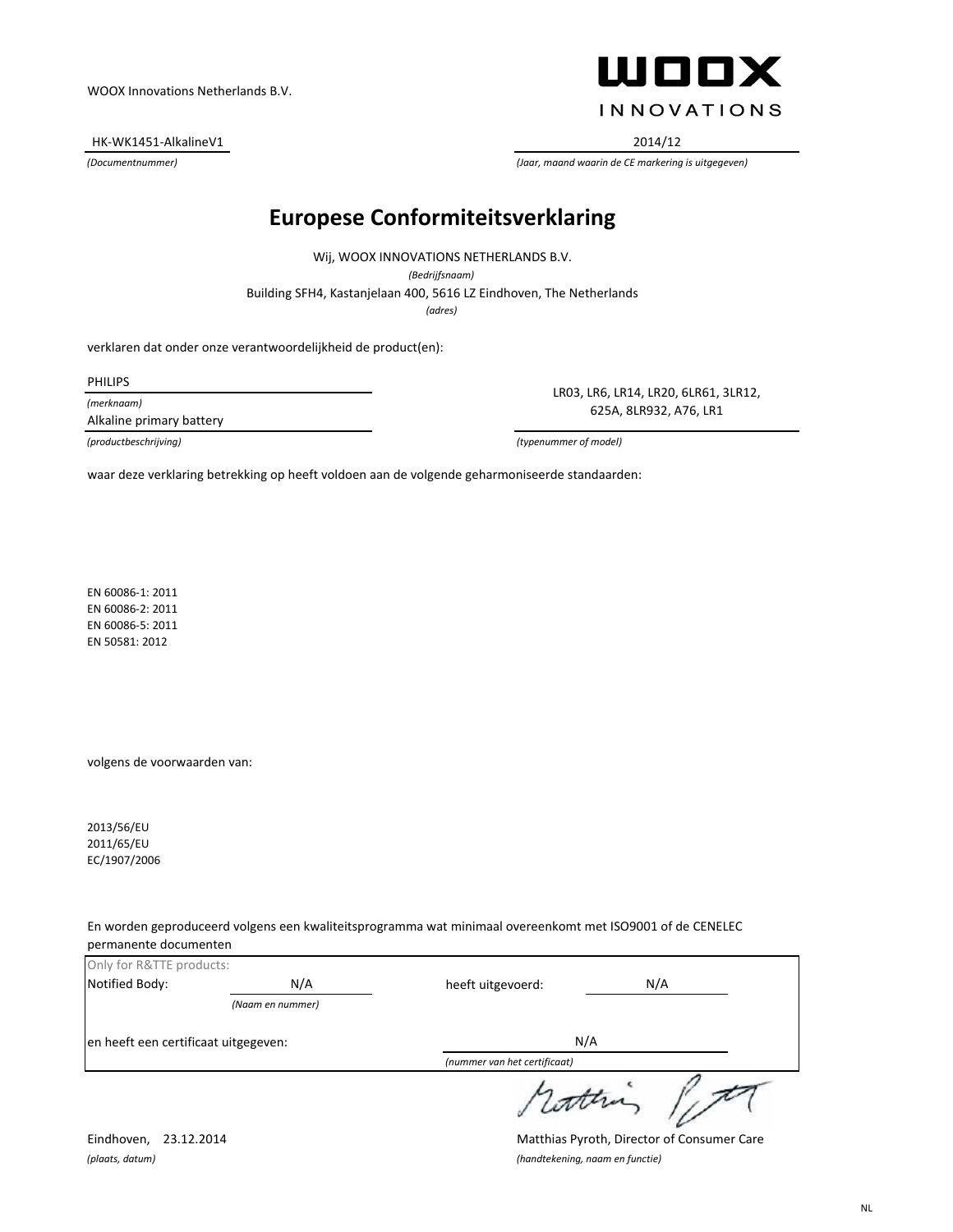WOOX Innovations Netherlands B.V.

WOOX INNOVATIONS

HK-WK1451-AlkalineV1 | 2014/12

*(Documentnummer)* | *(Jaar, maand waarin de CE markering is uitgegeven)*

# Europese Conformiteitsverklaring

Wij, WOOX INNOVATIONS NETHERLANDS B.V.

*(Bedrijfsnaam)*

Building SFH4, Kastanjelaan 400, 5616 LZ Eindhoven, The Netherlands

*(adres)*

verklaren dat onder onze verantwoordelijkheid de product(en):

PHILIPS

*(merknaam)*

Alkaline primary battery

*(productbeschrijving)*

LR03, LR6, LR14, LR20, 6LR61, 3LR12, 625A, 8LR932, A76, LR1

*(typenummer of model)*

waar deze verklaring betrekking op heeft voldoen aan de volgende geharmoniseerde standaarden:

EN 60086-1: 2011
EN 60086-2: 2011
EN 60086-5: 2011
EN 50581: 2012

volgens de voorwaarden van:

2013/56/EU
2011/65/EU
EC/1907/2006

En worden geproduceerd volgens een kwaliteitsprogramma wat minimaal overeenkomt met ISO9001 of de CENELEC permanente documenten

Only for R&TTE products:

Notified Body: N/A *(Naam en nummer)* heeft uitgevoerd: N/A

en heeft een certificaat uitgegeven: N/A *(nummer van het certificaat)*

Eindhoven, 23.12.2014

*(plaats, datum)*

Matthias Pyroth, Director of Consumer Care

*(handtekening, naam en functie)*

NL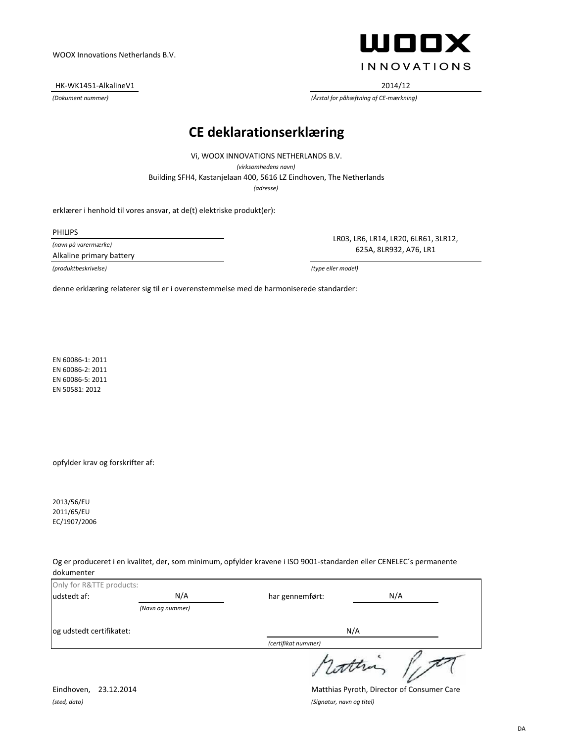WOOX Innovations Netherlands B.V.

WOOX INNOVATIONS

HK-WK1451-AlkalineV1

*(Dokument nummer)*

2014/12

*(Årstal for påhæftning af CE-mærkning)*

# CE deklarationserklæring

Vi, WOOX INNOVATIONS NETHERLANDS B.V.

*(virksomhedens navn)*

Building SFH4, Kastanjelaan 400, 5616 LZ Eindhoven, The Netherlands

*(adresse)*

erklærer i henhold til vores ansvar, at de(t) elektriske produkt(er):

PHILIPS

*(navn på varermærke)*

Alkaline primary battery

*(produktbeskrivelse)*

LR03, LR6, LR14, LR20, 6LR61, 3LR12, 625A, 8LR932, A76, LR1

*(type eller model)*

denne erklæring relaterer sig til er i overenstemmelse med de harmoniserede standarder:

EN 60086-1: 2011
EN 60086-2: 2011
EN 60086-5: 2011
EN 50581: 2012

opfylder krav og forskrifter af:

2013/56/EU
2011/65/EU
EC/1907/2006

Og er produceret i en kvalitet, der, som minimum, opfylder kravene i ISO 9001-standarden eller CENELEC´s permanente dokumenter

Only for R&TTE products:

udstedt af: N/A *(Navn og nummer)*

har gennemført: N/A

og udstedt certifikatet: N/A *(certifikat nummer)*

Eindhoven, 23.12.2014

*(sted, dato)*

Matthias Pyroth, Director of Consumer Care

*(Signatur, navn og titel)*

DA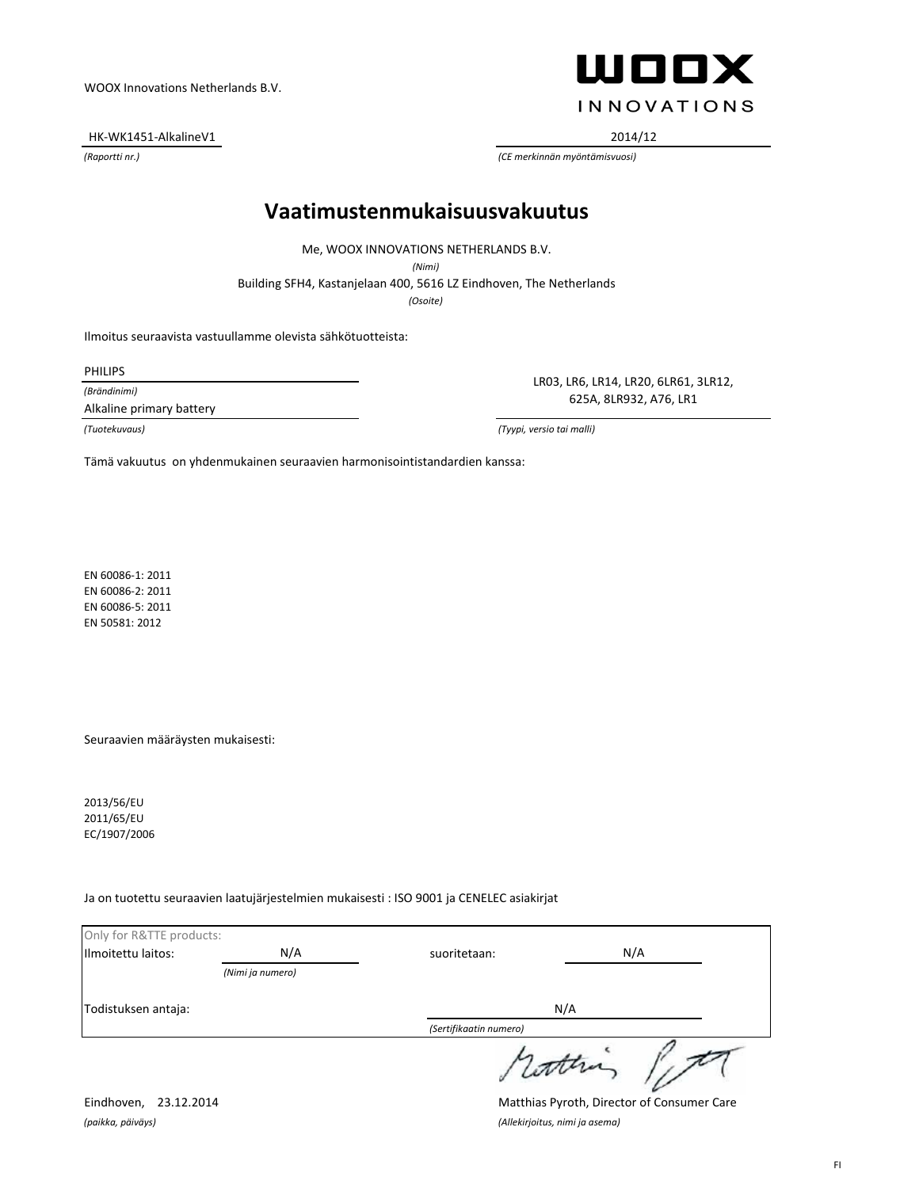WOOX Innovations Netherlands B.V.

WOOX INNOVATIONS

HK-WK1451-AlkalineV1

*(Raportti nr.)*

2014/12

*(CE merkinnän myöntämisvuosi)*

# Vaatimustenmukaisuusvakuutus

Me, WOOX INNOVATIONS NETHERLANDS B.V.

*(Nimi)*

Building SFH4, Kastanjelaan 400, 5616 LZ Eindhoven, The Netherlands

*(Osoite)*

Ilmoitus seuraavista vastuullamme olevista sähkötuotteista:

PHILIPS

*(Brändinimi)*

Alkaline primary battery

*(Tuotekuvaus)*

LR03, LR6, LR14, LR20, 6LR61, 3LR12, 625A, 8LR932, A76, LR1

*(Tyypi, versio tai malli)*

Tämä vakuutus on yhdenmukainen seuraavien harmonisointistandardien kanssa:

EN 60086-1: 2011
EN 60086-2: 2011
EN 60086-5: 2011
EN 50581: 2012

Seuraavien määräysten mukaisesti:

2013/56/EU
2011/65/EU
EC/1907/2006

Ja on tuotettu seuraavien laatujärjestelmien mukaisesti : ISO 9001 ja CENELEC asiakirjat

| Only for R&TTE products: | | | |
|---|---|---|---|
| Ilmoitettu laitos: | N/A *(Nimi ja numero)* | suoritetaan: | N/A |
| Todistuksen antaja: | | N/A *(Sertifikaatin numero)* | |

Eindhoven, 23.12.2014

*(paikka, päiväys)*

Matthias Pyroth, Director of Consumer Care

*(Allekirjoitus, nimi ja asema)*

FI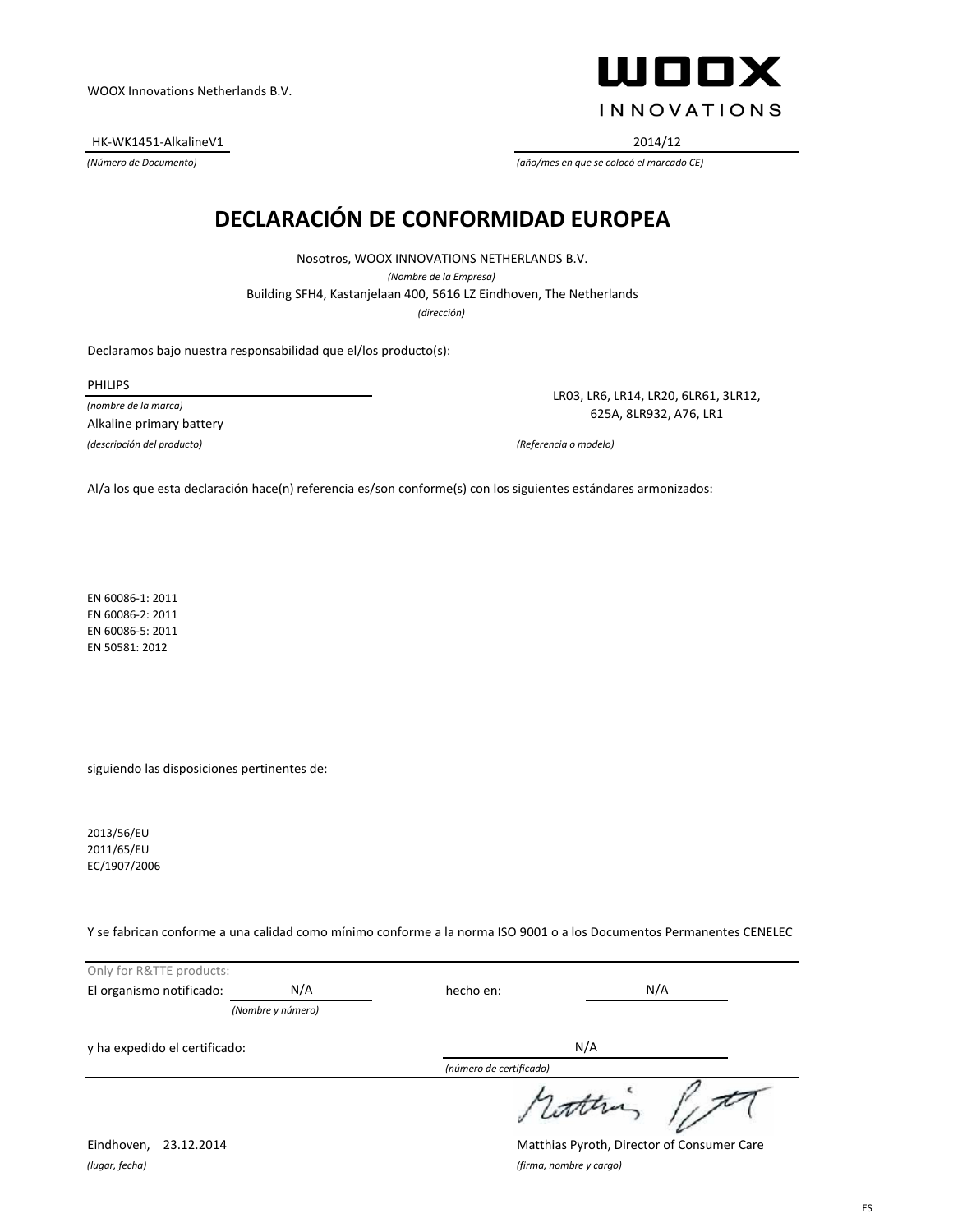WOOX Innovations Netherlands B.V.

WOOX INNOVATIONS

HK-WK1451-AlkalineV1

*(Número de Documento)*

2014/12

*(año/mes en que se colocó el marcado CE)*

# DECLARACIÓN DE CONFORMIDAD EUROPEA

Nosotros, WOOX INNOVATIONS NETHERLANDS B.V.

*(Nombre de la Empresa)*

Building SFH4, Kastanjelaan 400, 5616 LZ Eindhoven, The Netherlands

*(dirección)*

Declaramos bajo nuestra responsabilidad que el/los producto(s):

PHILIPS

*(nombre de la marca)*

Alkaline primary battery

*(descripción del producto)*

LR03, LR6, LR14, LR20, 6LR61, 3LR12, 625A, 8LR932, A76, LR1

*(Referencia o modelo)*

Al/a los que esta declaración hace(n) referencia es/son conforme(s) con los siguientes estándares armonizados:

EN 60086-1: 2011
EN 60086-2: 2011
EN 60086-5: 2011
EN 50581: 2012

siguiendo las disposiciones pertinentes de:

2013/56/EU
2011/65/EU
EC/1907/2006

Y se fabrican conforme a una calidad como mínimo conforme a la norma ISO 9001 o a los Documentos Permanentes CENELEC

Only for R&TTE products:

El organismo notificado: N/A *(Nombre y número)*

hecho en: N/A

y ha expedido el certificado: N/A *(número de certificado)*

Eindhoven, 23.12.2014

*(lugar, fecha)*

Matthias Pyroth, Director of Consumer Care

*(firma, nombre y cargo)*

ES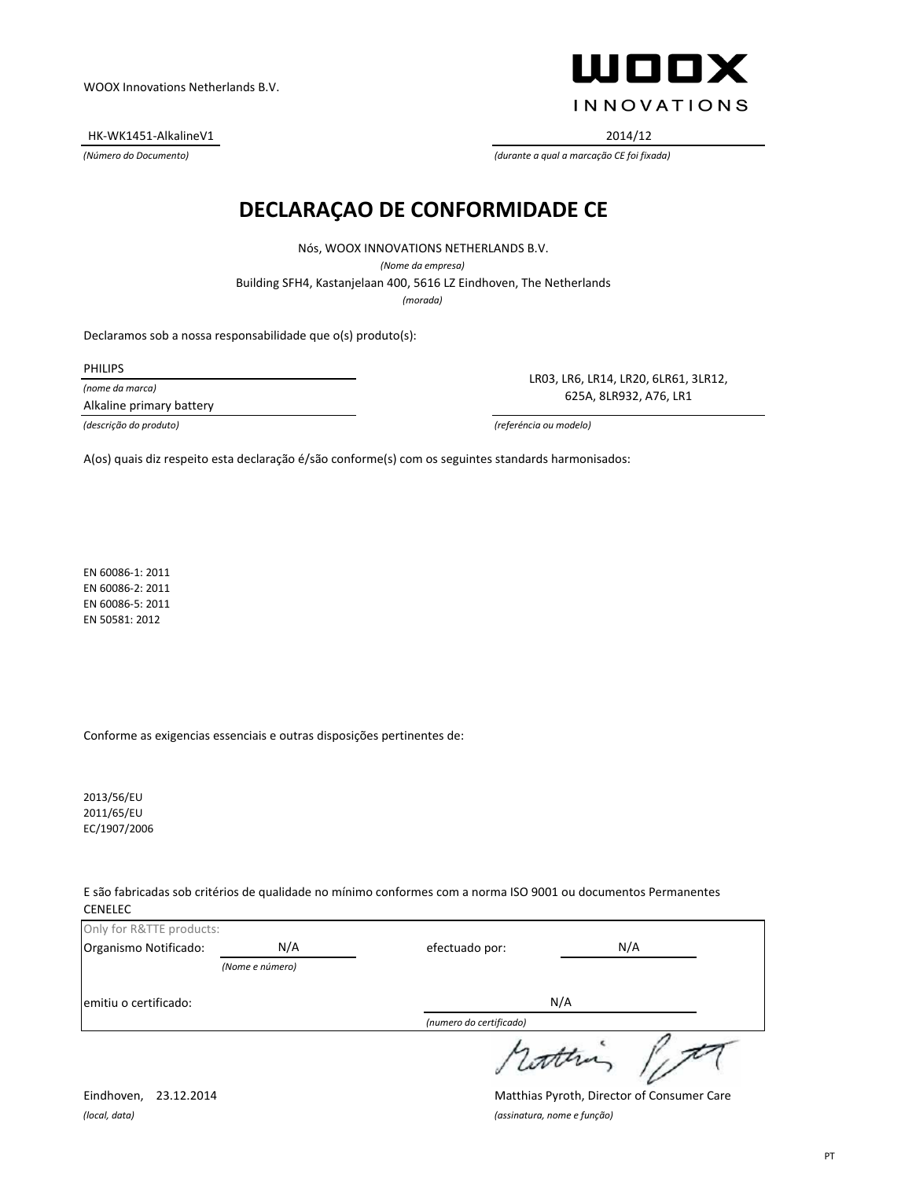WOOX Innovations Netherlands B.V.

**WOOX**
INNOVATIONS

HK-WK1451-AlkalineV1
*(Número do Documento)*

2014/12
*(durante a qual a marcação CE foi fixada)*

# DECLARAÇAO DE CONFORMIDADE CE

Nós, WOOX INNOVATIONS NETHERLANDS B.V.
*(Nome da empresa)*

Building SFH4, Kastanjelaan 400, 5616 LZ Eindhoven, The Netherlands
*(morada)*

Declaramos sob a nossa responsabilidade que o(s) produto(s):

PHILIPS
*(nome da marca)*

Alkaline primary battery
*(descrição do produto)*

LR03, LR6, LR14, LR20, 6LR61, 3LR12, 625A, 8LR932, A76, LR1
*(referência ou modelo)*

A(os) quais diz respeito esta declaração é/são conforme(s) com os seguintes standards harmonisados:

EN 60086-1: 2011
EN 60086-2: 2011
EN 60086-5: 2011
EN 50581: 2012

Conforme as exigencias essenciais e outras disposições pertinentes de:

2013/56/EU
2011/65/EU
EC/1907/2006

E são fabricadas sob critérios de qualidade no mínimo conformes com a norma ISO 9001 ou documentos Permanentes CENELEC

Only for R&TTE products:

Organismo Notificado: N/A *(Nome e número)*

efectuado por: N/A

emitiu o certificado: N/A *(numero do certificado)*

Eindhoven, 23.12.2014
*(local, data)*

Matthias Pyroth, Director of Consumer Care
*(assinatura, nome e função)*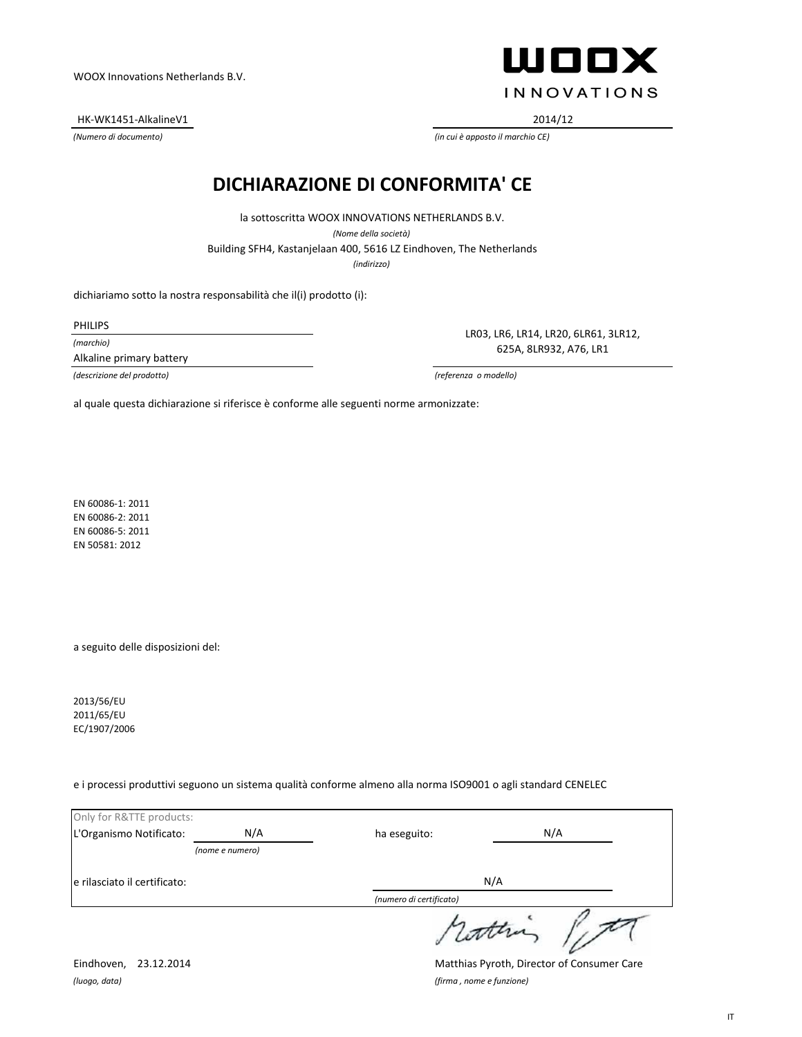WOOX Innovations Netherlands B.V.

HK-WK1451-AlkalineV1

*(Numero di documento)*

2014/12

*(in cui è apposto il marchio CE)*

# DICHIARAZIONE DI CONFORMITA' CE

la sottoscritta WOOX INNOVATIONS NETHERLANDS B.V.

*(Nome della società)*

Building SFH4, Kastanjelaan 400, 5616 LZ Eindhoven, The Netherlands

*(indirizzo)*

dichiariamo sotto la nostra responsabilità che il(i) prodotto (i):

PHILIPS

*(marchio)*

Alkaline primary battery

*(descrizione del prodotto)*

LR03, LR6, LR14, LR20, 6LR61, 3LR12, 625A, 8LR932, A76, LR1

*(referenza o modello)*

al quale questa dichiarazione si riferisce è conforme alle seguenti norme armonizzate:

EN 60086-1: 2011
EN 60086-2: 2011
EN 60086-5: 2011
EN 50581: 2012

a seguito delle disposizioni del:

2013/56/EU
2011/65/EU
EC/1907/2006

e i processi produttivi seguono un sistema qualità conforme almeno alla norma ISO9001 o agli standard CENELEC

Only for R&TTE products:

L'Organismo Notificato: N/A *(nome e numero)* ha eseguito: N/A

e rilasciato il certificato: N/A *(numero di certificato)*

Eindhoven, 23.12.2014

*(luogo, data)*

Matthias Pyroth, Director of Consumer Care

*(firma , nome e funzione)*

IT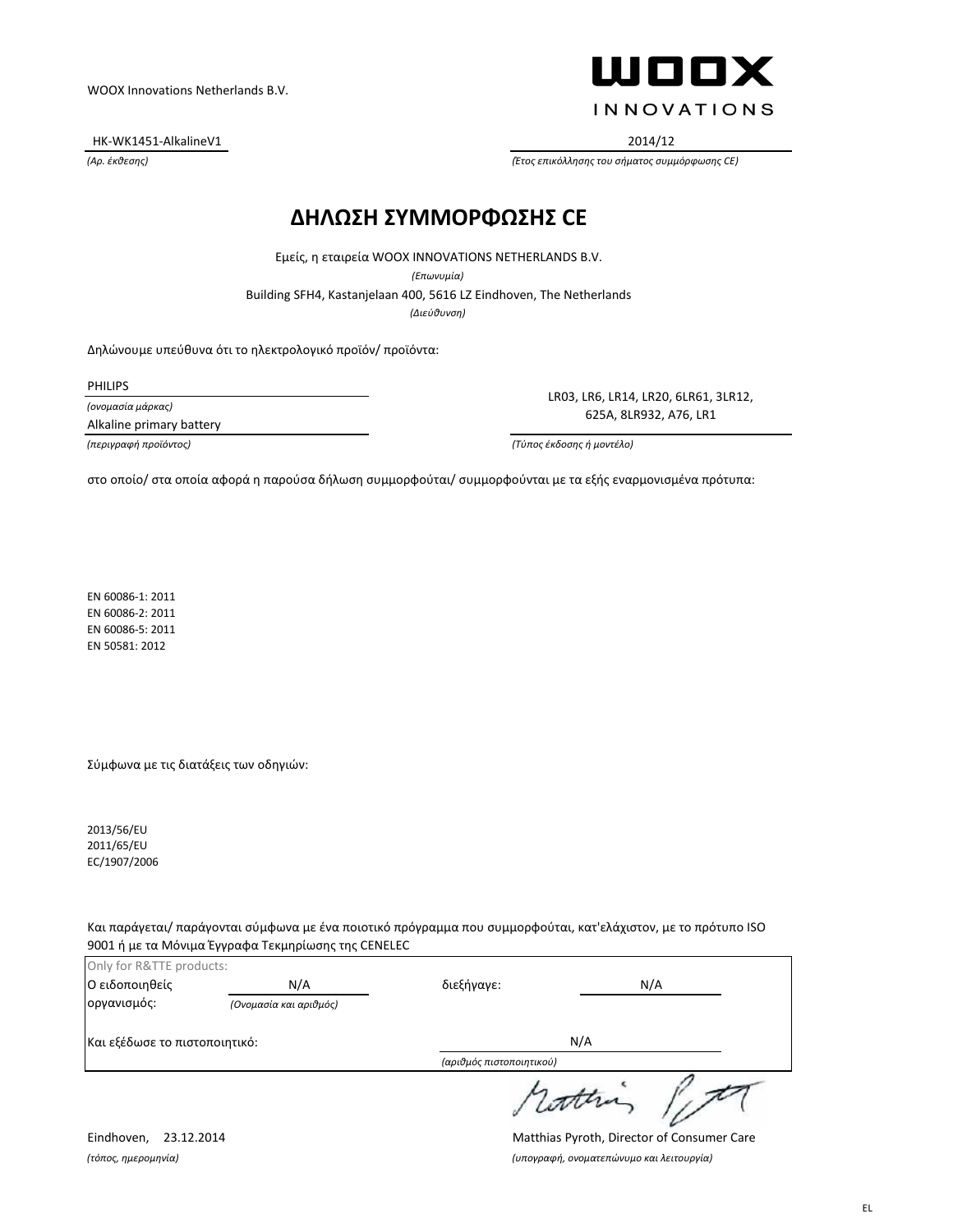WOOX Innovations Netherlands B.V.

**WOOX**
INNOVATIONS

HK-WK1451-AlkalineV1 2014/12

*(Αρ. έκθεσης)* *(Έτος επικόλλησης του σήματος συμμόρφωσης CE)*

# ΔΗΛΩΣΗ ΣΥΜΜΟΡΦΩΣΗΣ CE

Εμείς, η εταιρεία WOOX INNOVATIONS NETHERLANDS B.V.

*(Επωνυμία)*

Building SFH4, Kastanjelaan 400, 5616 LZ Eindhoven, The Netherlands

*(Διεύθυνση)*

Δηλώνουμε υπεύθυνα ότι το ηλεκτρολογικό προϊόν/ προϊόντα:

PHILIPS

*(ονομασία μάρκας)*

Alkaline primary battery

*(περιγραφή προϊόντος)*

LR03, LR6, LR14, LR20, 6LR61, 3LR12, 625A, 8LR932, A76, LR1

*(Τύπος έκδοσης ή μοντέλο)*

στο οποίο/ στα οποία αφορά η παρούσα δήλωση συμμορφούται/ συμμορφούνται με τα εξής εναρμονισμένα πρότυπα:

EN 60086-1: 2011
EN 60086-2: 2011
EN 60086-5: 2011
EN 50581: 2012

Σύμφωνα με τις διατάξεις των οδηγιών:

2013/56/EU
2011/65/EU
EC/1907/2006

Και παράγεται/ παράγονται σύμφωνα με ένα ποιοτικό πρόγραμμα που συμμορφούται, κατ'ελάχιστον, με το πρότυπο ISO 9001 ή με τα Μόνιμα Έγγραφα Τεκμηρίωσης της CENELEC

Only for R&TTE products:

Ο ειδοποιηθείς οργανισμός: N/A *(Ονομασία και αριθμός)* διεξήγαγε: N/A

Και εξέδωσε το πιστοποιητικό: N/A *(αριθμός πιστοποιητικού)*

Eindhoven, 23.12.2014

*(τόπος, ημερομηνία)*

Matthias Pyroth, Director of Consumer Care

*(υπογραφή, ονοματεπώνυμο και λειτουργία)*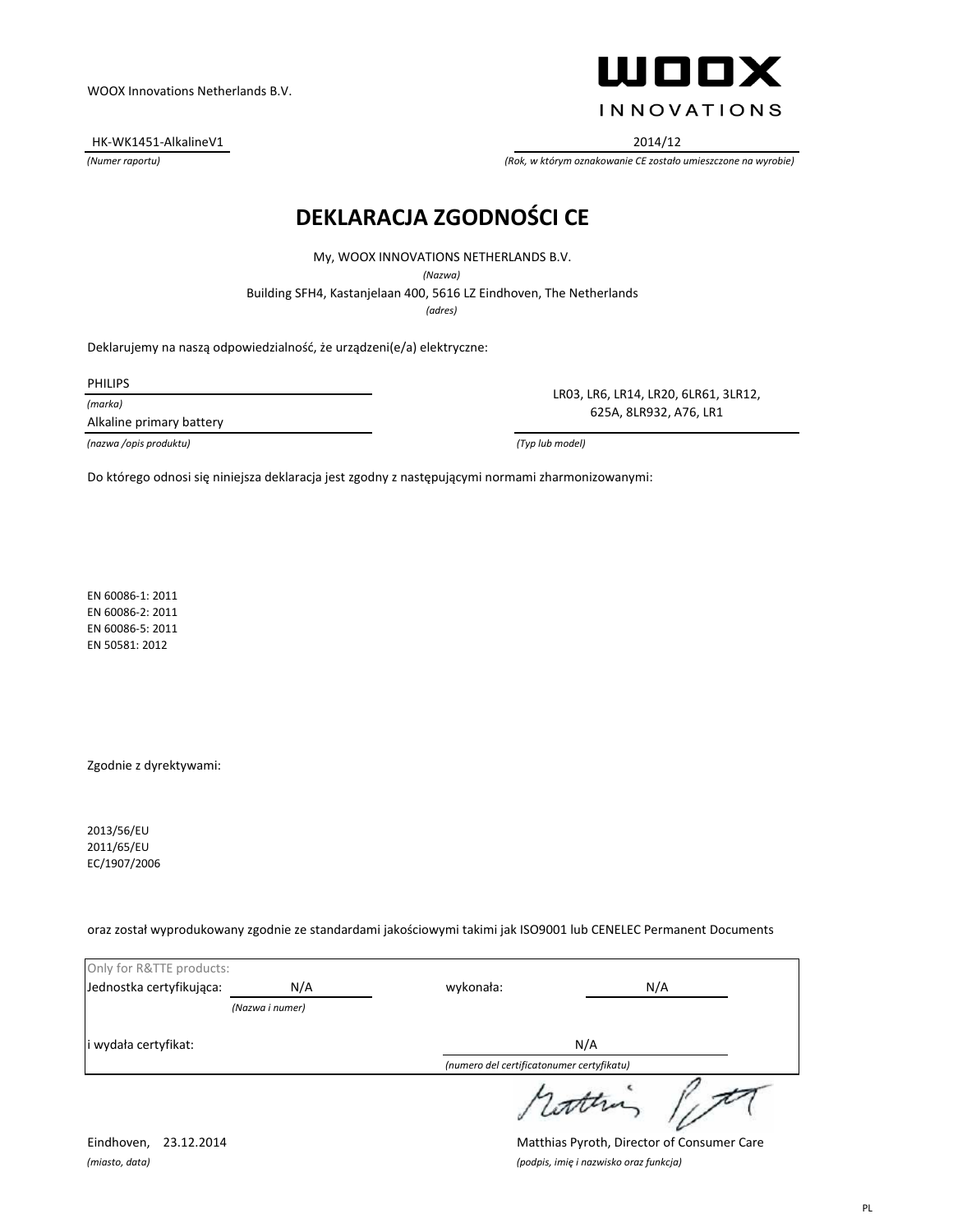WOOX Innovations Netherlands B.V.

WOOX INNOVATIONS

HK-WK1451-AlkalineV1
*(Numer raportu)*

2014/12
*(Rok, w którym oznakowanie CE zostało umieszczone na wyrobie)*

# DEKLARACJA ZGODNOŚCI CE

My, WOOX INNOVATIONS NETHERLANDS B.V.
*(Nazwa)*

Building SFH4, Kastanjelaan 400, 5616 LZ Eindhoven, The Netherlands
*(adres)*

Deklarujemy na naszą odpowiedzialność, że urządzeni(e/a) elektryczne:

PHILIPS
*(marka)*

Alkaline primary battery
*(nazwa /opis produktu)*

LR03, LR6, LR14, LR20, 6LR61, 3LR12, 625A, 8LR932, A76, LR1
*(Typ lub model)*

Do którego odnosi się niniejsza deklaracja jest zgodny z następującymi normami zharmonizowanymi:

EN 60086-1: 2011
EN 60086-2: 2011
EN 60086-5: 2011
EN 50581: 2012

Zgodnie z dyrektywami:

2013/56/EU
2011/65/EU
EC/1907/2006

oraz został wyprodukowany zgodnie ze standardami jakościowymi takimi jak ISO9001 lub CENELEC Permanent Documents

Only for R&TTE products:

Jednostka certyfikująca: N/A *(Nazwa i numer)* wykonała: N/A

i wydała certyfikat: N/A *(numero del certificatonumer certyfikatu)*

Eindhoven, 23.12.2014
*(miasto, data)*

Matthias Pyroth, Director of Consumer Care
*(podpis, imię i nazwisko oraz funkcja)*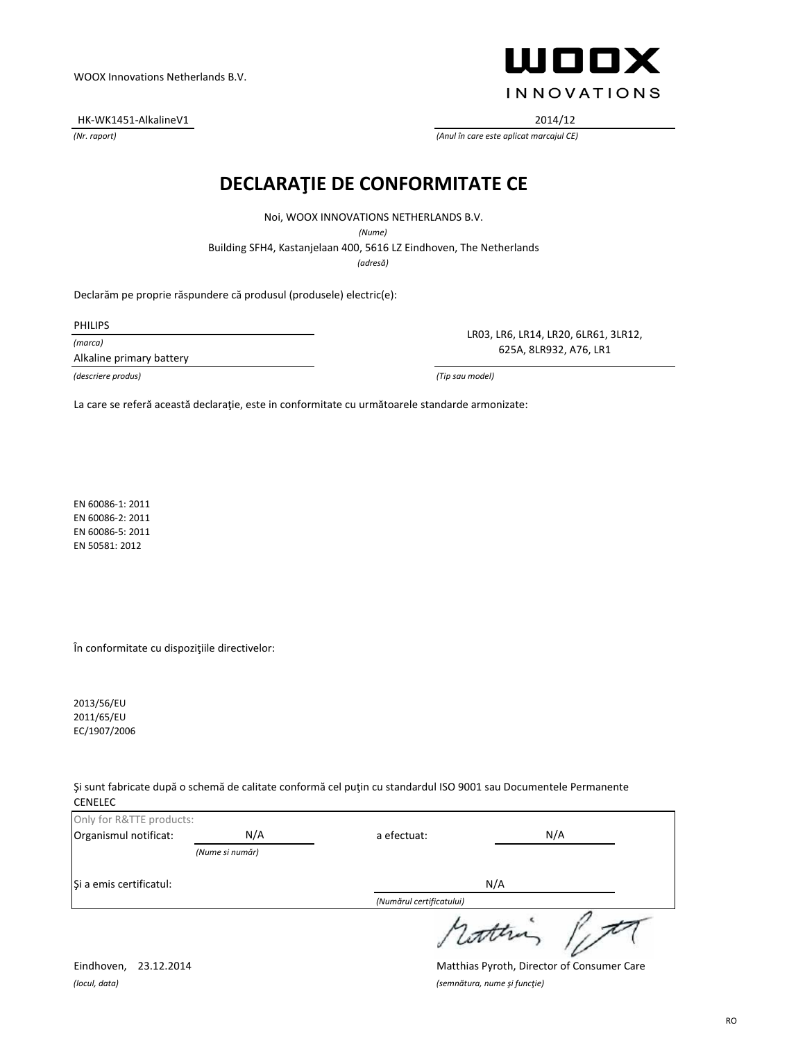WOOX Innovations Netherlands B.V.

HK-WK1451-AlkalineV1
*(Nr. raport)*

2014/12
*(Anul în care este aplicat marcajul CE)*

# DECLARAŢIE DE CONFORMITATE CE

Noi, WOOX INNOVATIONS NETHERLANDS B.V.
*(Nume)*
Building SFH4, Kastanjelaan 400, 5616 LZ Eindhoven, The Netherlands
*(adresă)*

Declarăm pe proprie răspundere că produsul (produsele) electric(e):

PHILIPS
*(marca)*
Alkaline primary battery
*(descriere produs)*

LR03, LR6, LR14, LR20, 6LR61, 3LR12, 625A, 8LR932, A76, LR1
*(Tip sau model)*

La care se referă această declaraţie, este in conformitate cu următoarele standarde armonizate:

EN 60086-1: 2011
EN 60086-2: 2011
EN 60086-5: 2011
EN 50581: 2012

În conformitate cu dispoziţiile directivelor:

2013/56/EU
2011/65/EU
EC/1907/2006

Şi sunt fabricate după o schemă de calitate conformă cel puţin cu standardul ISO 9001 sau Documentele Permanente CENELEC

Only for R&TTE products:
Organismul notificat: N/A *(Nume si număr)* a efectuat: N/A

Şi a emis certificatul: N/A
*(Numărul certificatului)*

Eindhoven, 23.12.2014
*(locul, data)*

Matthias Pyroth, Director of Consumer Care
*(semnătura, nume şi funcţie)*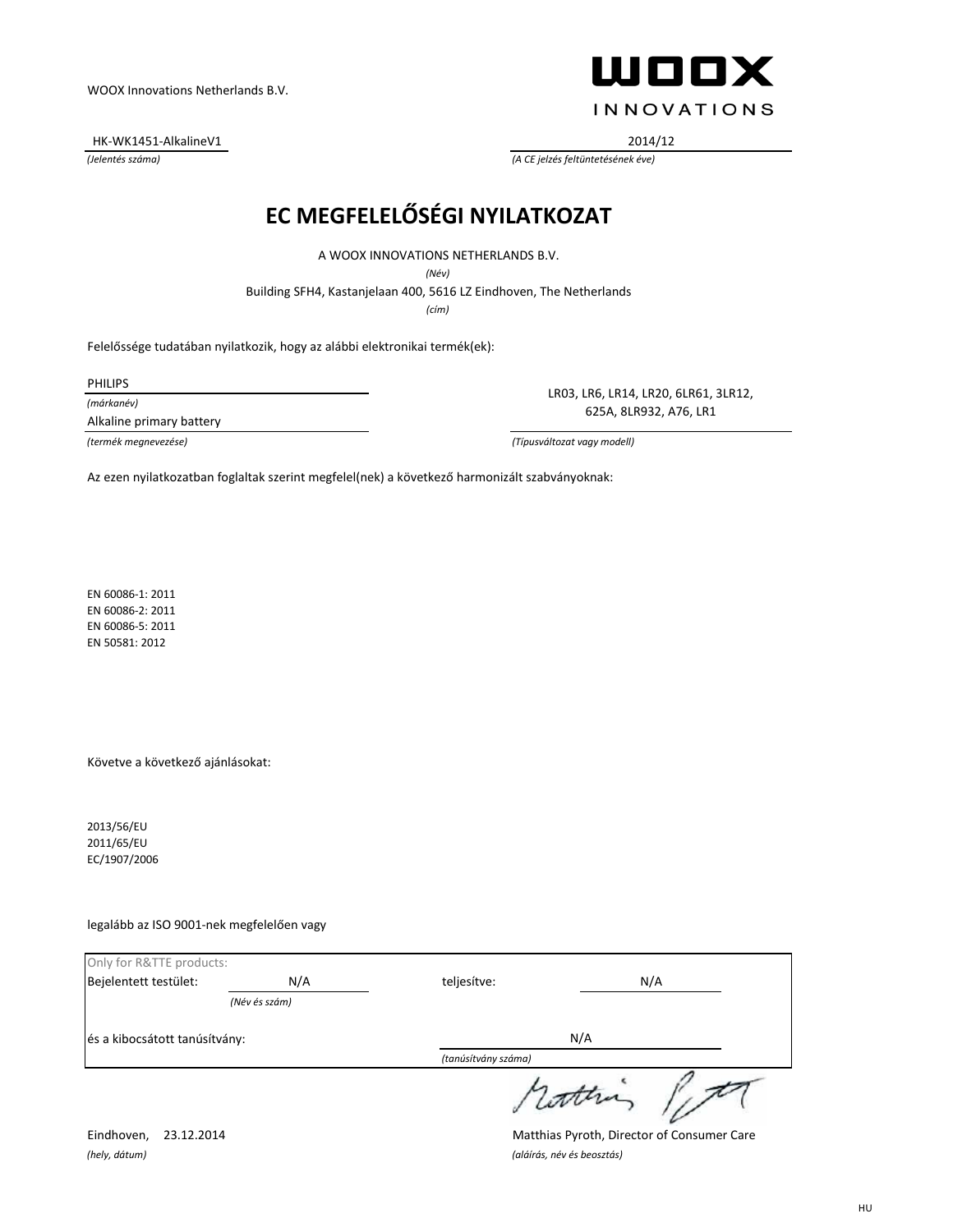WOOX Innovations Netherlands B.V.

WOOX INNOVATIONS

HK-WK1451-AlkalineV1
*(Jelentés száma)*

2014/12
*(A CE jelzés feltüntetésének éve)*

# EC MEGFELELŐSÉGI NYILATKOZAT

A WOOX INNOVATIONS NETHERLANDS B.V.
*(Név)*

Building SFH4, Kastanjelaan 400, 5616 LZ Eindhoven, The Netherlands
*(cím)*

Felelőssége tudatában nyilatkozik, hogy az alábbi elektronikai termék(ek):

PHILIPS
*(márkanév)*

Alkaline primary battery
*(termék megnevezése)*

LR03, LR6, LR14, LR20, 6LR61, 3LR12, 625A, 8LR932, A76, LR1
*(Típusváltozat vagy modell)*

Az ezen nyilatkozatban foglaltak szerint megfelel(nek) a következő harmonizált szabványoknak:

EN 60086-1: 2011
EN 60086-2: 2011
EN 60086-5: 2011
EN 50581: 2012

Követve a következő ajánlásokat:

2013/56/EU
2011/65/EU
EC/1907/2006

legalább az ISO 9001-nek megfelelően vagy

Only for R&TTE products:

| Bejelentett testület: | N/A | teljesítve: | N/A |
|---|---|---|---|
| | *(Név és szám)* | | |
| és a kibocsátott tanúsítvány: | | N/A | |
| | | *(tanúsítvány száma)* | |

Eindhoven, 23.12.2014
*(hely, dátum)*

Matthias Pyroth, Director of Consumer Care
*(aláírás, név és beosztás)*

HU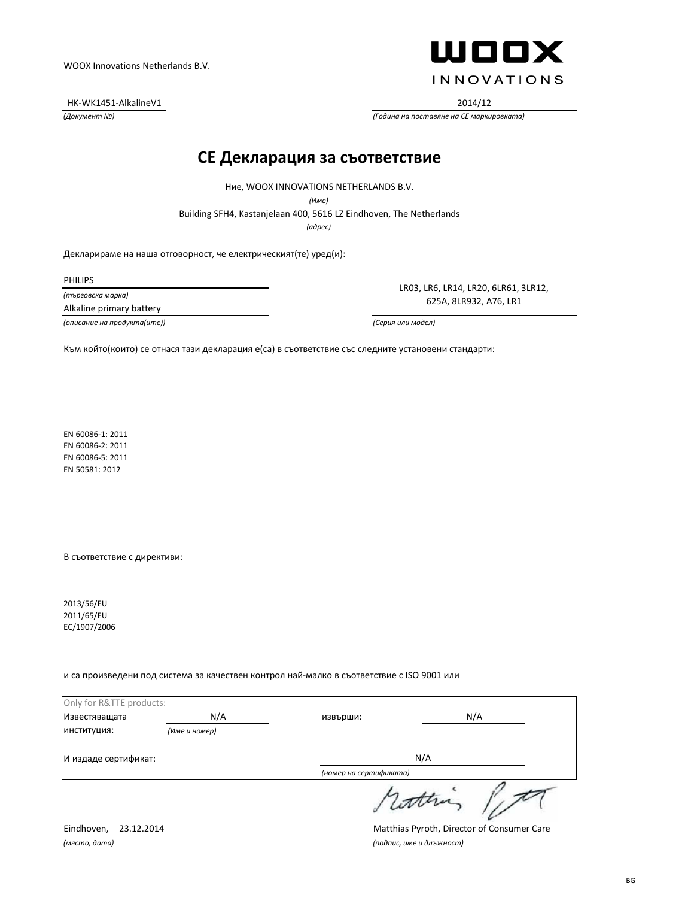WOOX Innovations Netherlands B.V.

WOOX INNOVATIONS

HK-WK1451-AlkalineV1
*(Документ №)*

2014/12
*(Година на поставяне на CE маркировката)*

# CE Декларация за съответствие

Ние, WOOX INNOVATIONS NETHERLANDS B.V.
*(Име)*

Building SFH4, Kastanjelaan 400, 5616 LZ Eindhoven, The Netherlands
*(адрес)*

Декларираме на наша отговорност, че електрическият(те) уред(и):

PHILIPS
*(търговска марка)*

Alkaline primary battery
*(описание на продукта(ите))*

LR03, LR6, LR14, LR20, 6LR61, 3LR12, 625A, 8LR932, A76, LR1
*(Серия или модел)*

Към който(които) се отнася тази декларация е(са) в съответствие със следните установени стандарти:

EN 60086-1: 2011
EN 60086-2: 2011
EN 60086-5: 2011
EN 50581: 2012

В съответствие с директиви:

2013/56/EU
2011/65/EU
EC/1907/2006

и са произведени под система за качествен контрол най-малко в съответствие с ISO 9001 или

| Only for R&TTE products: | | | |
|---|---|---|---|
| Известяващата институция: | N/A *(Име и номер)* | извърши: | N/A |
| И издаде сертификат: | | | N/A *(номер на сертификата)* |

Eindhoven, 23.12.2014
*(място, дата)*

Matthias Pyroth, Director of Consumer Care
*(подпис, име и длъжност)*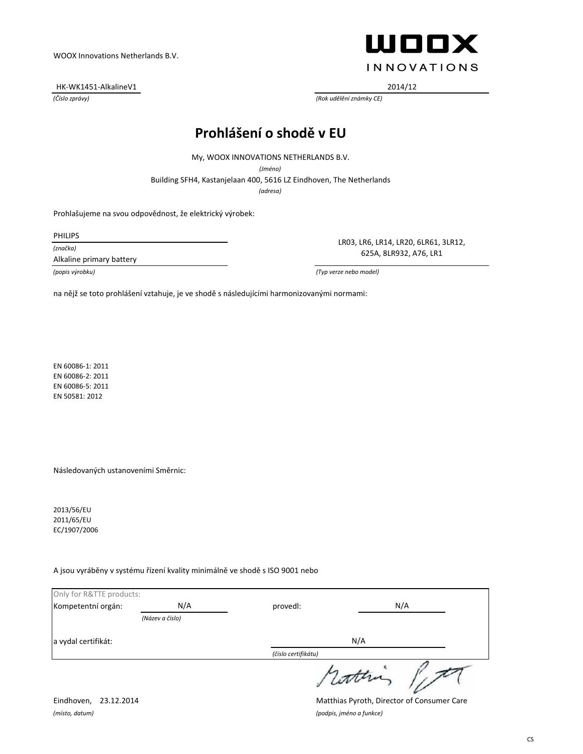WOOX Innovations Netherlands B.V.

WOOX INNOVATIONS

HK-WK1451-AlkalineV1
*(Číslo zprávy)*

2014/12
*(Rok udělění známky CE)*

# Prohlášení o shodě v EU

My, WOOX INNOVATIONS NETHERLANDS B.V.
*(Jméno)*

Building SFH4, Kastanjelaan 400, 5616 LZ Eindhoven, The Netherlands
*(adresa)*

Prohlašujeme na svou odpovědnost, že elektrický výrobek:

PHILIPS
*(značka)*

Alkaline primary battery
*(popis výrobku)*

LR03, LR6, LR14, LR20, 6LR61, 3LR12, 625A, 8LR932, A76, LR1
*(Typ verze nebo model)*

na nějž se toto prohlášení vztahuje, je ve shodě s následujícími harmonizovanými normami:

EN 60086-1: 2011
EN 60086-2: 2011
EN 60086-5: 2011
EN 50581: 2012

Následovaných ustanoveními Směrnic:

2013/56/EU
2011/65/EU
EC/1907/2006

A jsou vyráběny v systému řízení kvality minimálně ve shodě s ISO 9001 nebo

Only for R&TTE products:

| | | | |
|---|---|---|---|
| Kompetentní orgán: | N/A *(Název a číslo)* | provedl: | N/A |
| a vydal certifikát: | | | N/A *(číslo certifikátu)* |

Eindhoven, 23.12.2014
*(místo, datum)*

Matthias Pyroth, Director of Consumer Care
*(podpis, jméno a funkce)*

CS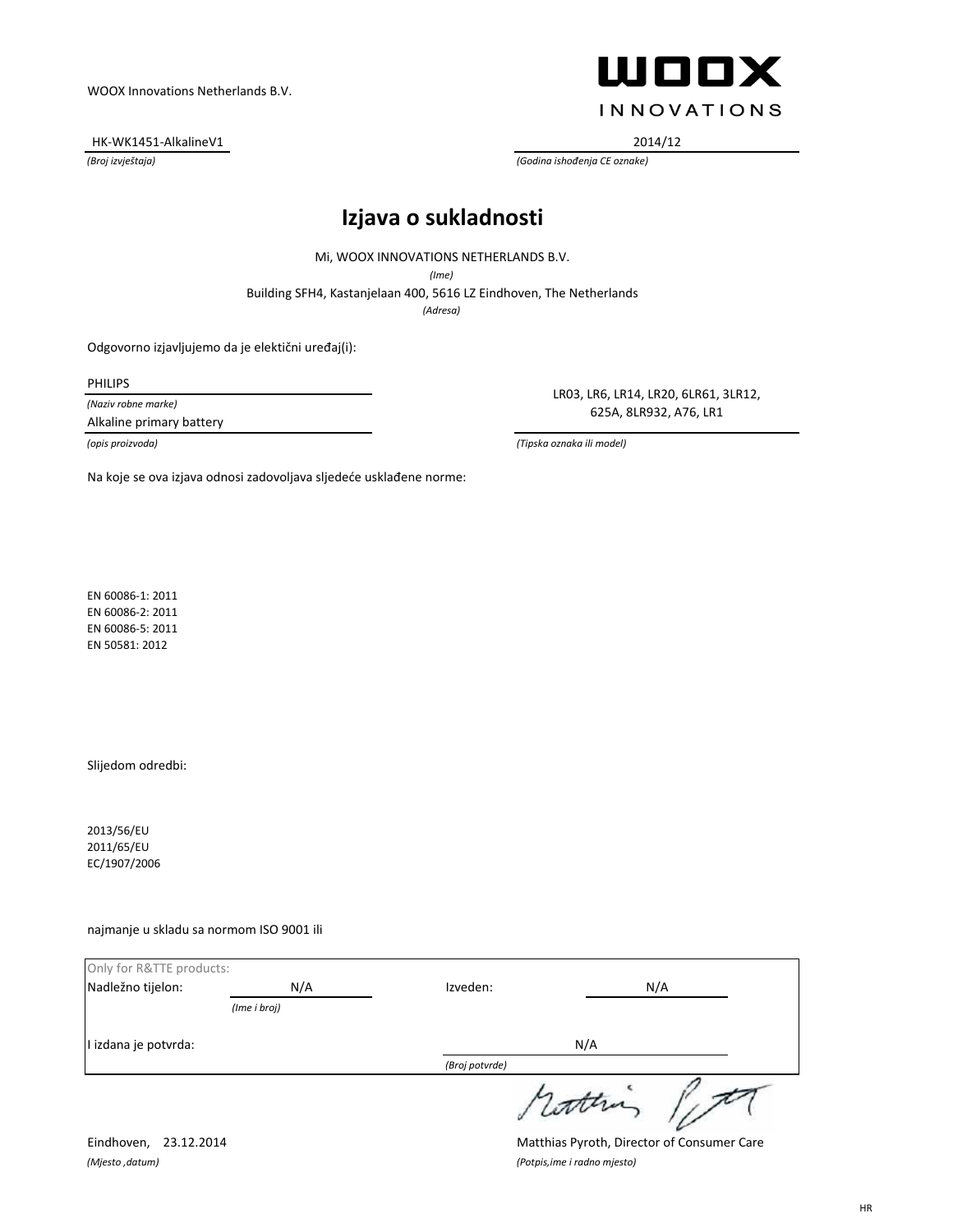WOOX Innovations Netherlands B.V.

**WOOX INNOVATIONS**

HK-WK1451-AlkalineV1
*(Broj izvještaja)*

2014/12
*(Godina ishođenja CE oznake)*

# Izjava o sukladnosti

Mi, WOOX INNOVATIONS NETHERLANDS B.V.
*(Ime)*

Building SFH4, Kastanjelaan 400, 5616 LZ Eindhoven, The Netherlands
*(Adresa)*

Odgovorno izjavljujemo da je elektični uređaj(i):

PHILIPS
*(Naziv robne marke)*

Alkaline primary battery
*(opis proizvoda)*

LR03, LR6, LR14, LR20, 6LR61, 3LR12, 625A, 8LR932, A76, LR1
*(Tipska oznaka ili model)*

Na koje se ova izjava odnosi zadovoljava sljedeće usklađene norme:

EN 60086-1: 2011
EN 60086-2: 2011
EN 60086-5: 2011
EN 50581: 2012

Slijedom odredbi:

2013/56/EU
2011/65/EU
EC/1907/2006

najmanje u skladu sa normom ISO 9001 ili

Only for R&TTE products:

| | | | |
|---|---|---|---|
| Nadležno tijelon: | N/A *(Ime i broj)* | Izveden: | N/A |
| I izdana je potvrda: | | N/A *(Broj potvrde)* | |

Eindhoven, 23.12.2014
*(Mjesto ,datum)*

Matthias Pyroth, Director of Consumer Care
*(Potpis,ime i radno mjesto)*

HR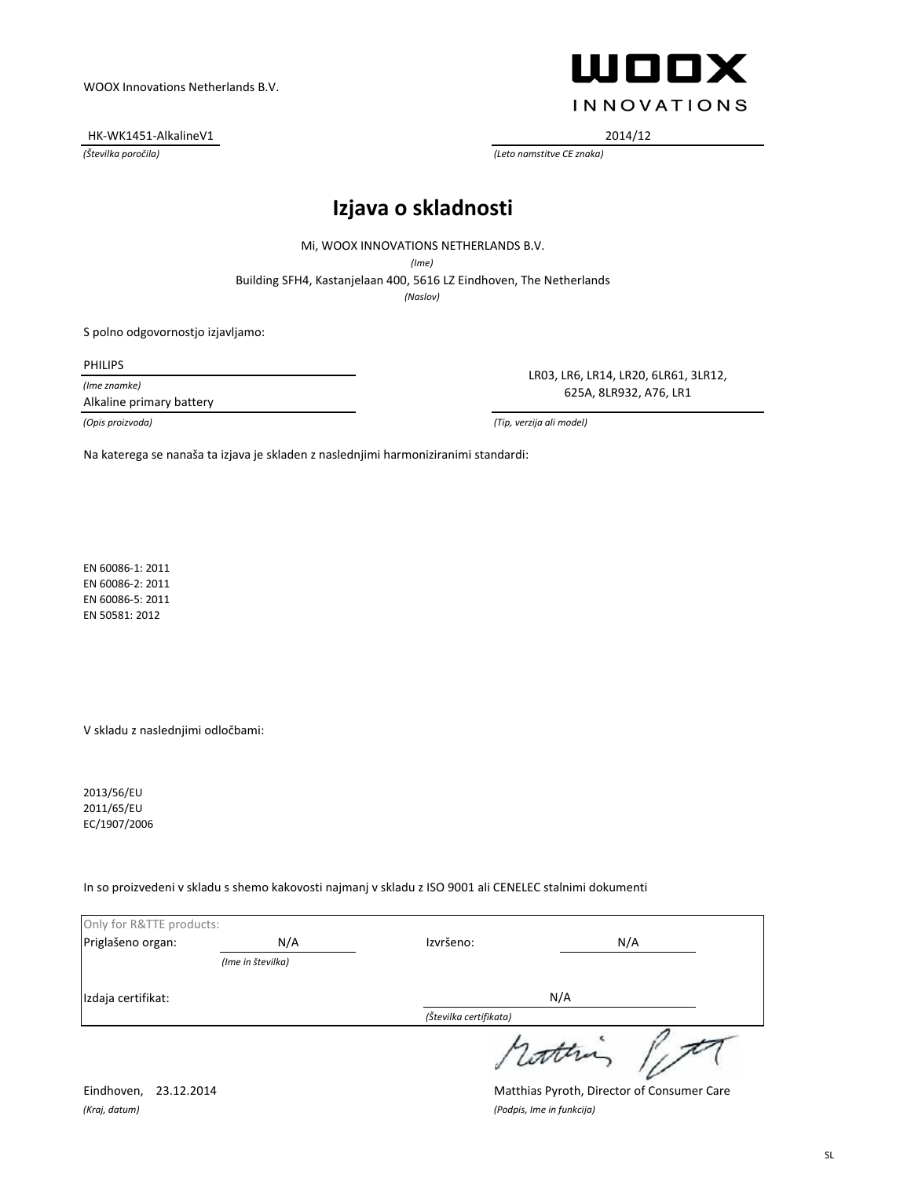WOOX Innovations Netherlands B.V.

WOOX INNOVATIONS

HK-WK1451-AlkalineV1
*(Številka poročila)*

2014/12
*(Leto namstitve CE znaka)*

# Izjava o skladnosti

Mi, WOOX INNOVATIONS NETHERLANDS B.V.
*(Ime)*

Building SFH4, Kastanjelaan 400, 5616 LZ Eindhoven, The Netherlands
*(Naslov)*

S polno odgovornostjo izjavljamo:

PHILIPS
*(Ime znamke)*

Alkaline primary battery
*(Opis proizvoda)*

LR03, LR6, LR14, LR20, 6LR61, 3LR12, 625A, 8LR932, A76, LR1
*(Tip, verzija ali model)*

Na katerega se nanaša ta izjava je skladen z naslednjimi harmoniziranimi standardi:

EN 60086-1: 2011
EN 60086-2: 2011
EN 60086-5: 2011
EN 50581: 2012

V skladu z naslednjimi odločbami:

2013/56/EU
2011/65/EU
EC/1907/2006

In so proizvedeni v skladu s shemo kakovosti najmanj v skladu z ISO 9001 ali CENELEC stalnimi dokumenti

Only for R&TTE products:

Priglašeno organ: N/A *(Ime in številka)*

Izvršeno: N/A

Izdaja certifikat: N/A *(Številka certifikata)*

Eindhoven, 23.12.2014
*(Kraj, datum)*

Matthias Pyroth, Director of Consumer Care
*(Podpis, Ime in funkcija)*

SL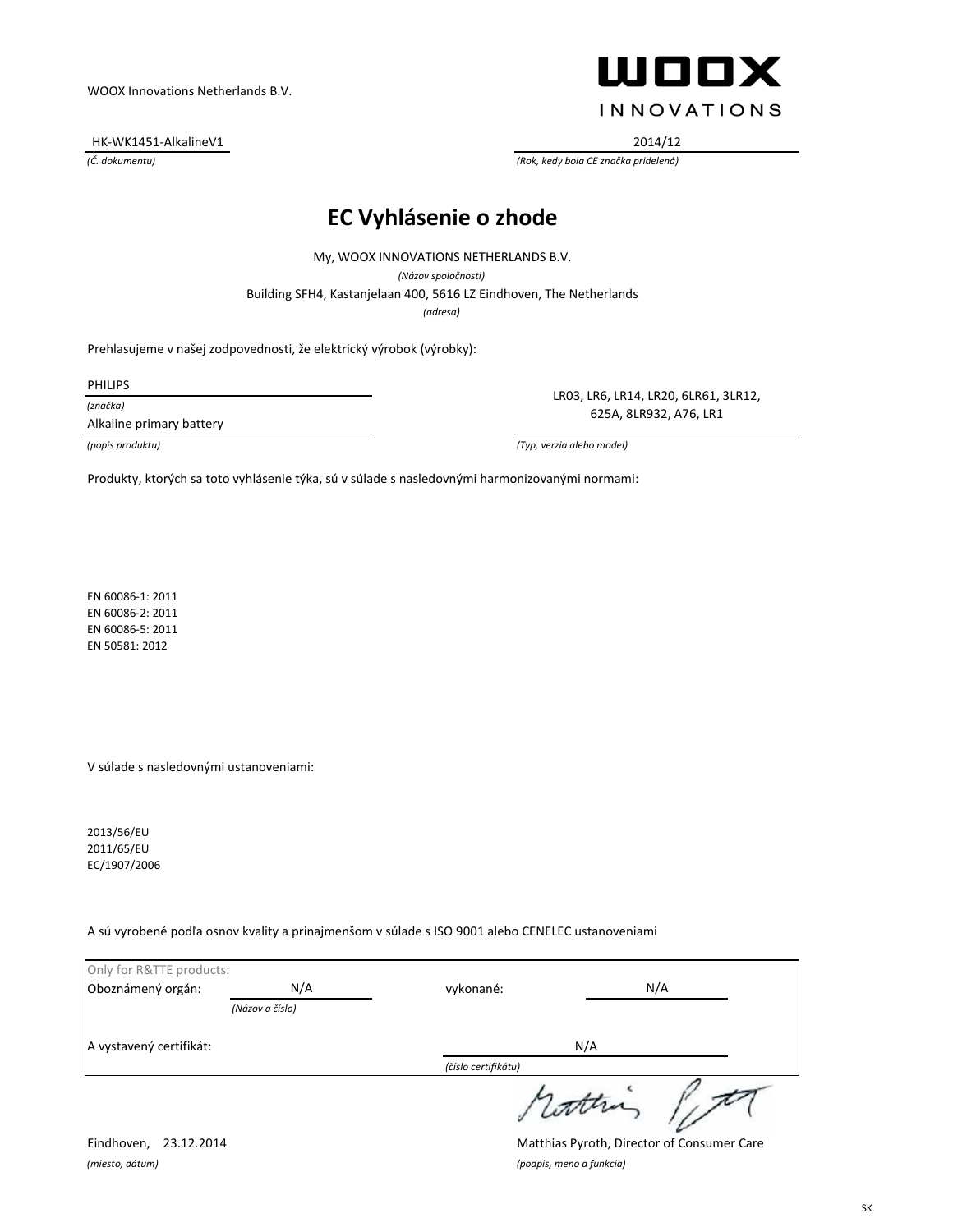WOOX Innovations Netherlands B.V.

WOOX INNOVATIONS

HK-WK1451-AlkalineV1

*(Č. dokumentu)*

2014/12

*(Rok, kedy bola CE značka pridelená)*

# EC Vyhlásenie o zhode

My, WOOX INNOVATIONS NETHERLANDS B.V.

*(Názov spoločnosti)*

Building SFH4, Kastanjelaan 400, 5616 LZ Eindhoven, The Netherlands

*(adresa)*

Prehlasujeme v našej zodpovednosti, že elektrický výrobok (výrobky):

PHILIPS

*(značka)*

Alkaline primary battery

*(popis produktu)*

LR03, LR6, LR14, LR20, 6LR61, 3LR12, 625A, 8LR932, A76, LR1

*(Typ, verzia alebo model)*

Produkty, ktorých sa toto vyhlásenie týka, sú v súlade s nasledovnými harmonizovanými normami:

EN 60086-1: 2011
EN 60086-2: 2011
EN 60086-5: 2011
EN 50581: 2012

V súlade s nasledovnými ustanoveniami:

2013/56/EU
2011/65/EU
EC/1907/2006

A sú vyrobené podľa osnov kvality a prinajmenšom v súlade s ISO 9001 alebo CENELEC ustanoveniami

| Only for R&TTE products: | | | |
|---|---|---|---|
| Oboznámený orgán: | N/A *(Názov a číslo)* | vykonané: | N/A |
| A vystavený certifikát: | | N/A *(číslo certifikátu)* | |

Eindhoven, 23.12.2014

*(miesto, dátum)*

Matthias Pyroth, Director of Consumer Care

*(podpis, meno a funkcia)*

SK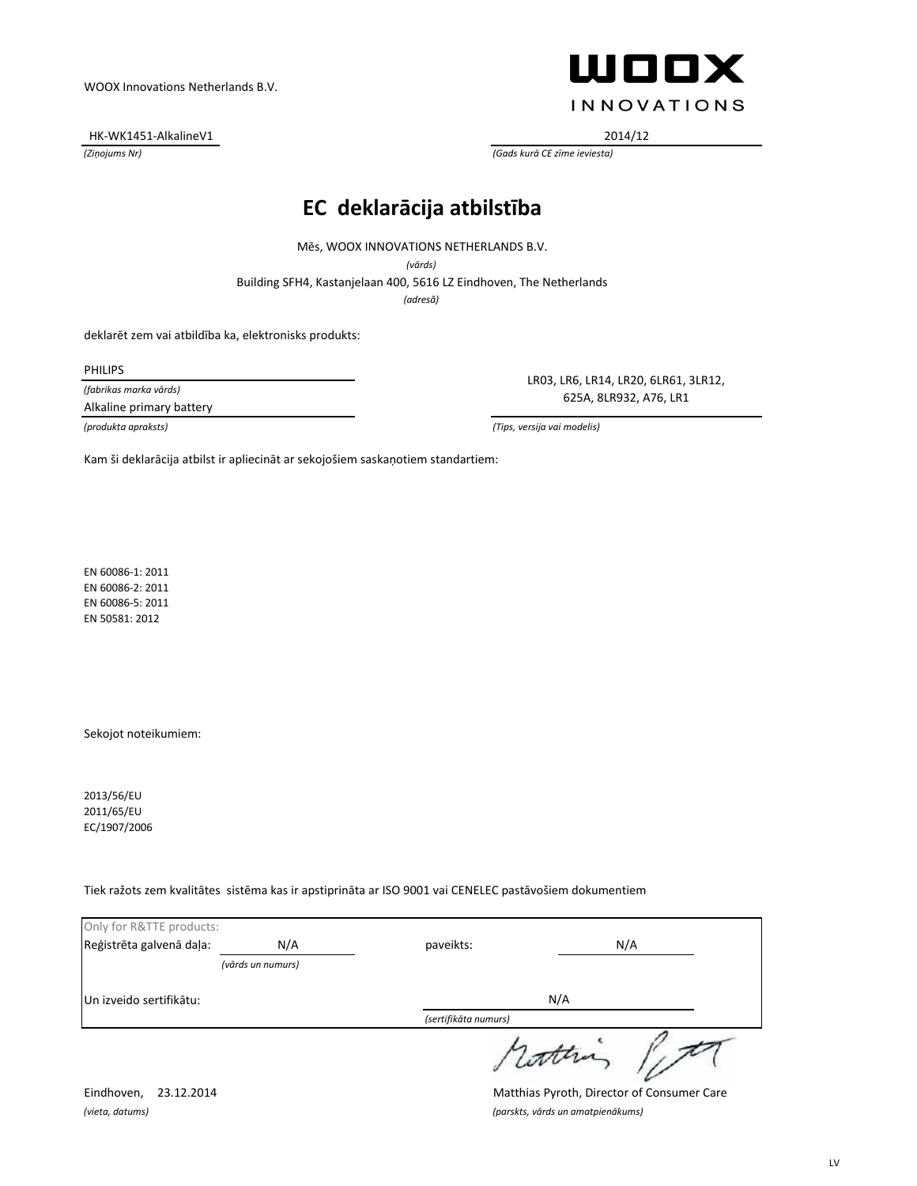WOOX Innovations Netherlands B.V.

WOOX INNOVATIONS

| HK-WK1451-AlkalineV1 | 2014/12 |
|---|---|
| *(Ziņojums Nr)* | *(Gads kurā CE zīme ieviesta)* |

# EC deklarācija atbilstība

Mēs, WOOX INNOVATIONS NETHERLANDS B.V.

*(vārds)*

Building SFH4, Kastanjelaan 400, 5616 LZ Eindhoven, The Netherlands

*(adresă)*

deklarēt zem vai atbildība ka, elektronisks produkts:

PHILIPS

*(fabrikas marka vārds)*

Alkaline primary battery

*(produkta apraksts)*

LR03, LR6, LR14, LR20, 6LR61, 3LR12, 625A, 8LR932, A76, LR1

*(Tips, versija vai modelis)*

Kam ši deklarācija atbilst ir apliecināt ar sekojošiem saskaņotiem standartiem:

EN 60086-1: 2011
EN 60086-2: 2011
EN 60086-5: 2011
EN 50581: 2012

Sekojot noteikumiem:

2013/56/EU
2011/65/EU
EC/1907/2006

Tiek ražots zem kvalitātes sistēma kas ir apstiprināta ar ISO 9001 vai CENELEC pastāvošiem dokumentiem

| Only for R&TTE products: | | | |
|---|---|---|---|
| Reģistrēta galvenā daļa: | N/A | paveikts: | N/A |
| | *(vārds un numurs)* | | |
| Un izveido sertifikātu: | | N/A | |
| | | *(sertifikāta numurs)* | |

Eindhoven, 23.12.2014

*(vieta, datums)*

Matthias Pyroth, Director of Consumer Care

*(parskts, vārds un amatpienākums)*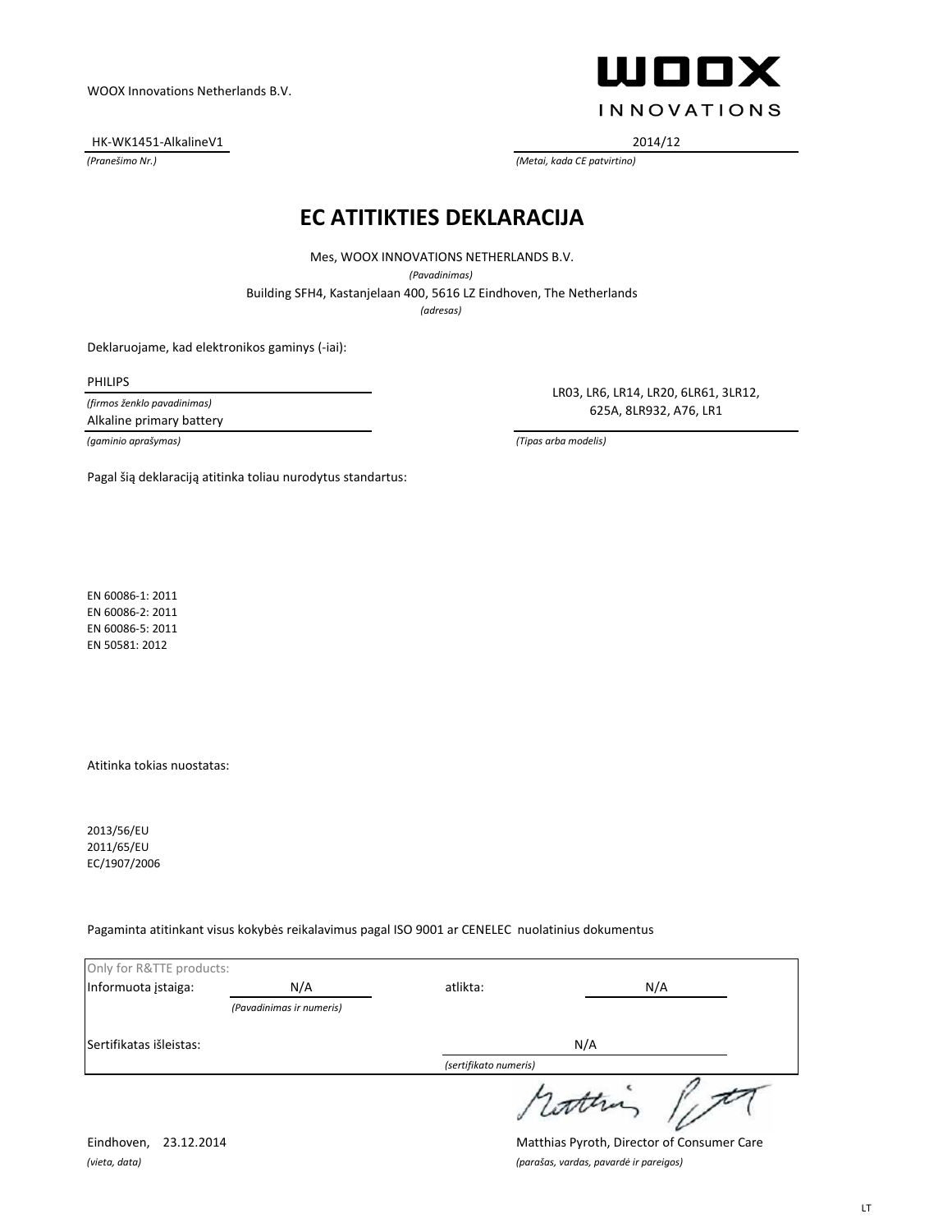WOOX Innovations Netherlands B.V.

**WOOX**
INNOVATIONS

HK-WK1451-AlkalineV1
*(Pranešimo Nr.)*

2014/12
*(Metai, kada CE patvirtino)*

# EC ATITIKTIES DEKLARACIJA

Mes, WOOX INNOVATIONS NETHERLANDS B.V.
*(Pavadinimas)*
Building SFH4, Kastanjelaan 400, 5616 LZ Eindhoven, The Netherlands
*(adresas)*

Deklaruojame, kad elektronikos gaminys (-iai):

PHILIPS
*(firmos ženklo pavadinimas)*
Alkaline primary battery
*(gaminio aprašymas)*

LR03, LR6, LR14, LR20, 6LR61, 3LR12, 625A, 8LR932, A76, LR1
*(Tipas arba modelis)*

Pagal šią deklaraciją atitinka toliau nurodytus standartus:

EN 60086-1: 2011
EN 60086-2: 2011
EN 60086-5: 2011
EN 50581: 2012

Atitinka tokias nuostatas:

2013/56/EU
2011/65/EU
EC/1907/2006

Pagaminta atitinkant visus kokybės reikalavimus pagal ISO 9001 ar CENELEC nuolatinius dokumentus

| Only for R&TTE products: | | | |
|---|---|---|---|
| Informuota įstaiga: | N/A *(Pavadinimas ir numeris)* | atlikta: | N/A |
| Sertifikatas išleistas: | | N/A *(sertifikato numeris)* | |

Eindhoven, 23.12.2014
*(vieta, data)*

Matthias Pyroth, Director of Consumer Care
*(parašas, vardas, pavardė ir pareigos)*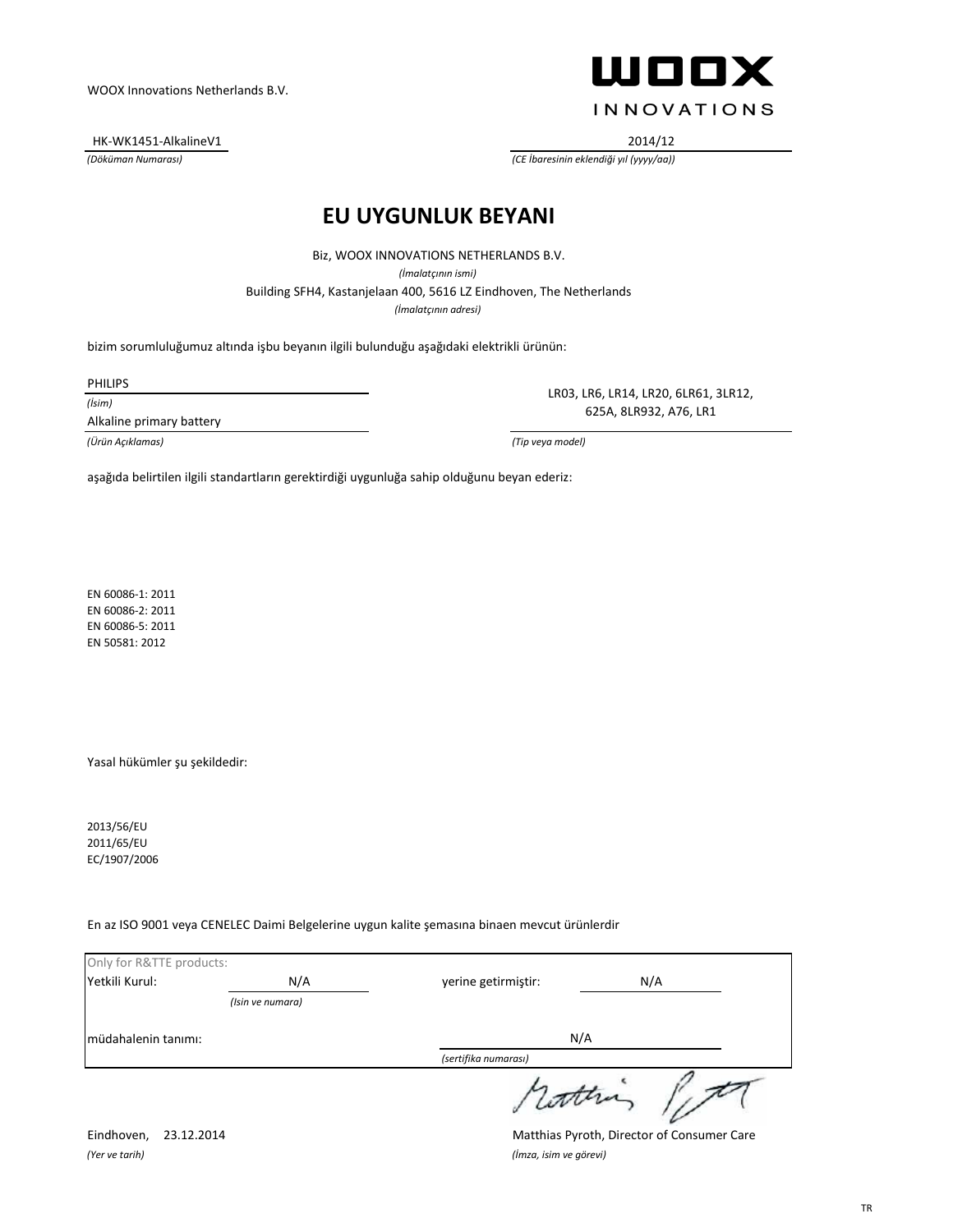WOOX Innovations Netherlands B.V.

**WOOX**
INNOVATIONS

HK-WK1451-AlkalineV1
*(Döküman Numarası)*

2014/12
*(CE İbaresinin eklendiği yıl (yyyy/aa))*

# EU UYGUNLUK BEYANI

Biz, WOOX INNOVATIONS NETHERLANDS B.V.
*(İmalatçının ismi)*

Building SFH4, Kastanjelaan 400, 5616 LZ Eindhoven, The Netherlands
*(İmalatçının adresi)*

bizim sorumluluğumuz altında işbu beyanın ilgili bulunduğu aşağıdaki elektrikli ürünün:

PHILIPS
*(İsim)*

Alkaline primary battery
*(Ürün Açıklaması)*

LR03, LR6, LR14, LR20, 6LR61, 3LR12, 625A, 8LR932, A76, LR1
*(Tip veya model)*

aşağıda belirtilen ilgili standartların gerektirdiği uygunluğa sahip olduğunu beyan ederiz:

EN 60086-1: 2011
EN 60086-2: 2011
EN 60086-5: 2011
EN 50581: 2012

Yasal hükümler şu şekildedir:

2013/56/EU
2011/65/EU
EC/1907/2006

En az ISO 9001 veya CENELEC Daimi Belgelerine uygun kalite şemasına binaen mevcut ürünlerdir

Only for R&TTE products:

| | | | |
|---|---|---|---|
| Yetkili Kurul: | N/A *(Isin ve numara)* | yerine getirmiştir: | N/A |
| müdahalenin tanımı: | | | N/A *(sertifika numarası)* |

Eindhoven, 23.12.2014
*(Yer ve tarih)*

Matthias Pyroth, Director of Consumer Care
*(İmza, isim ve görevi)*

TR